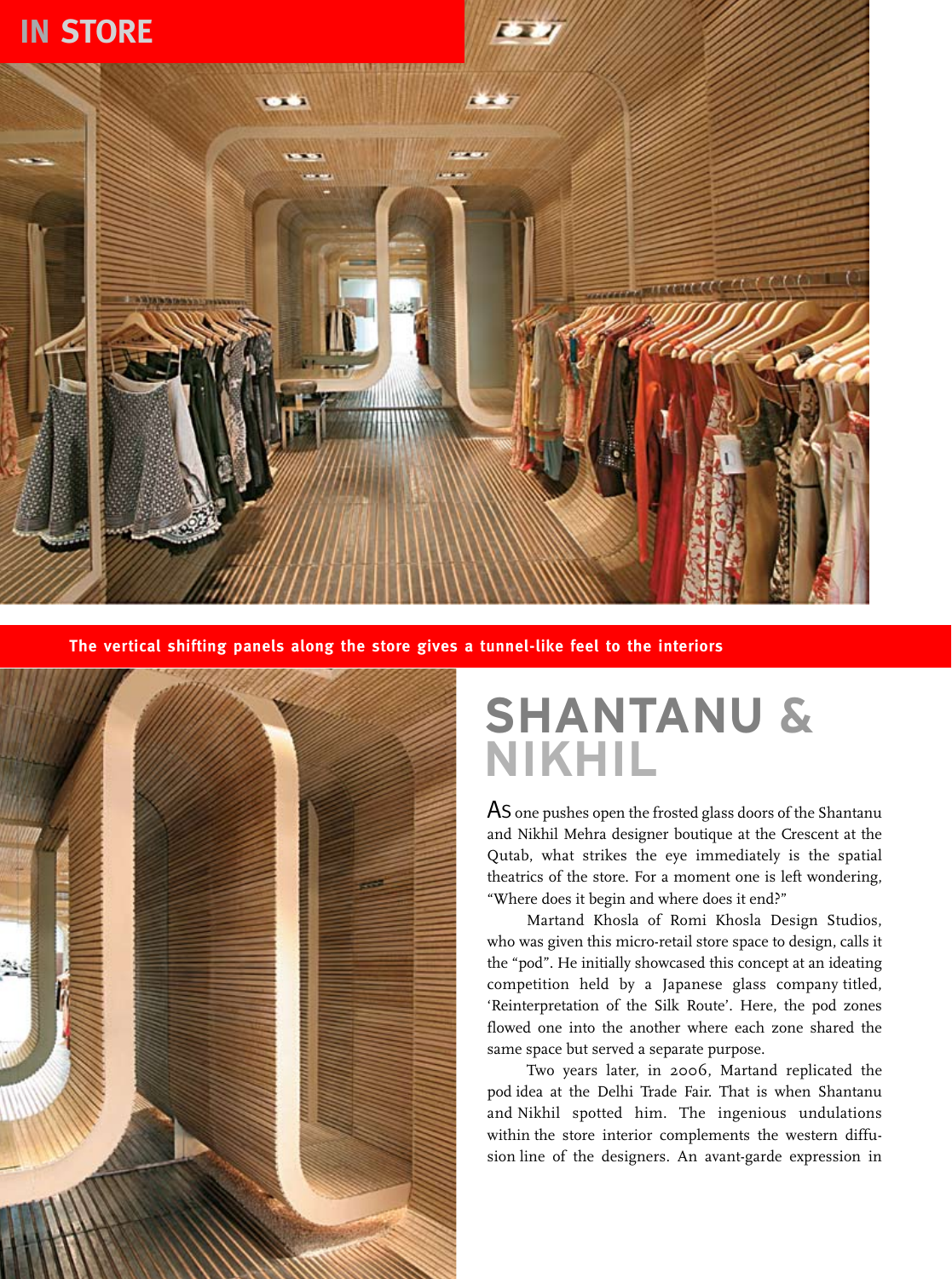IN STORE

The vertical shifting panels along the store gives a tunnel-like feel to the interiors

# SHANTANU & NIKHIL

As one pushes open the frosted glass doors of the Shantanu and Nikhil Mehra designer boutique at the Crescent at the Qutab, what strikes the eye immediately is the spatial theatrics of the store. For a moment one is left wondering, "Where does it begin and where does it end?"

Martand Khosla of Romi Khosla Design Studios, who was given this micro-retail store space to design, calls it the "pod". He initially showcased this concept at an ideating competition held by a Japanese glass company titled, 'Reinterpretation of the Silk Route'. Here, the pod zones flowed one into the another where each zone shared the same space but served a separate purpose.

Two years later, in 2006, Martand replicated the pod idea at the Delhi Trade Fair. That is when Shantanu and Nikhil spotted him. The ingenious undulations within the store interior complements the western diffusion line of the designers. An avant-garde expression in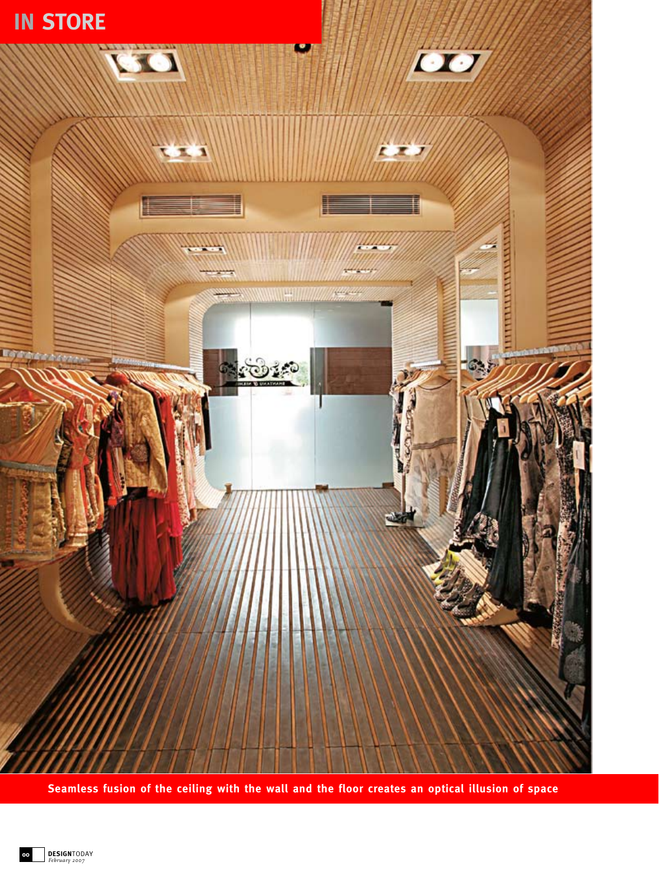# IN STORE

Seamless fusion of the ceiling with the wall and the floor creates an optical illusion of space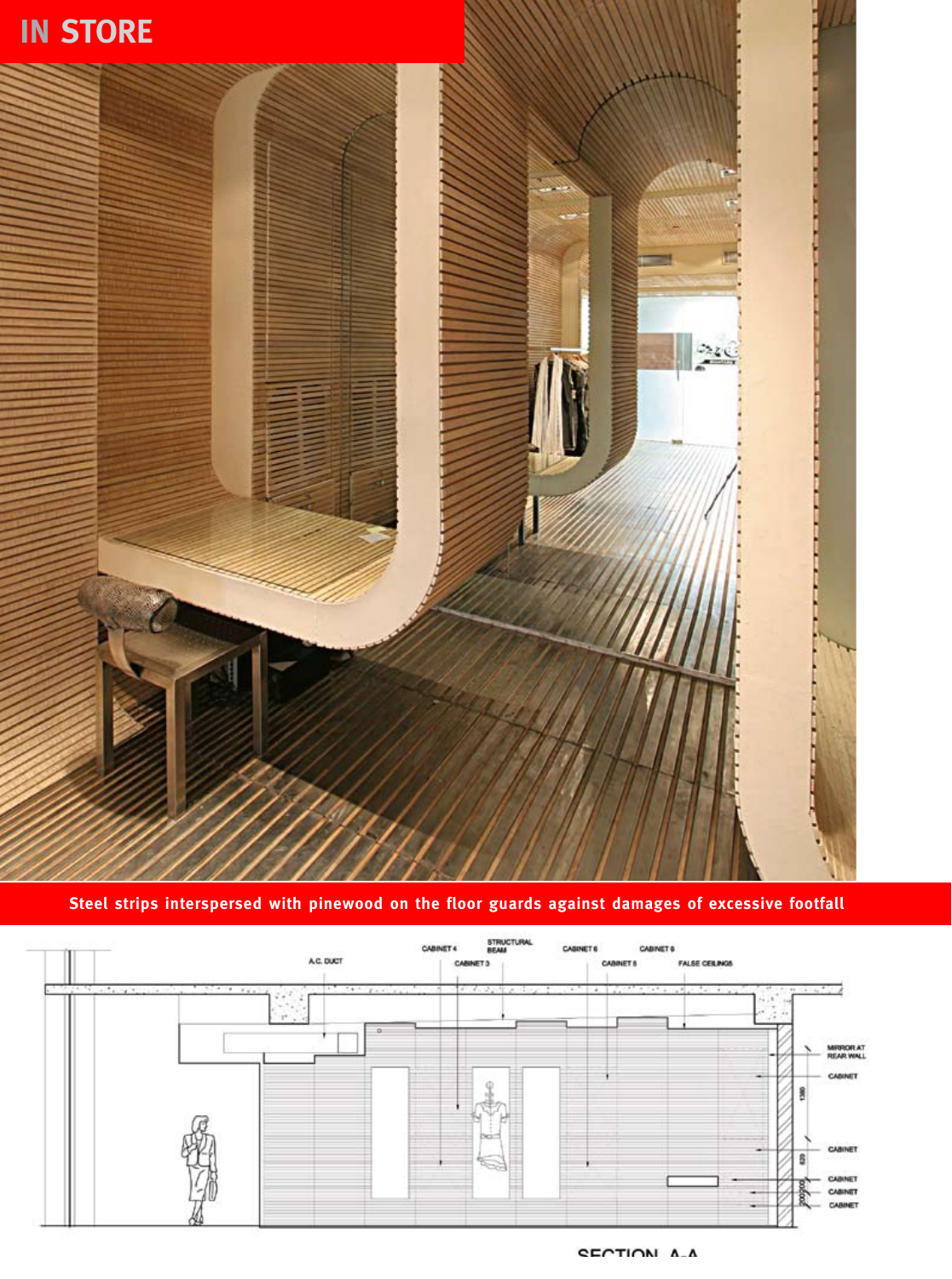Steel strips interspersed with pinewood on the floor guards against damages of excessive footfall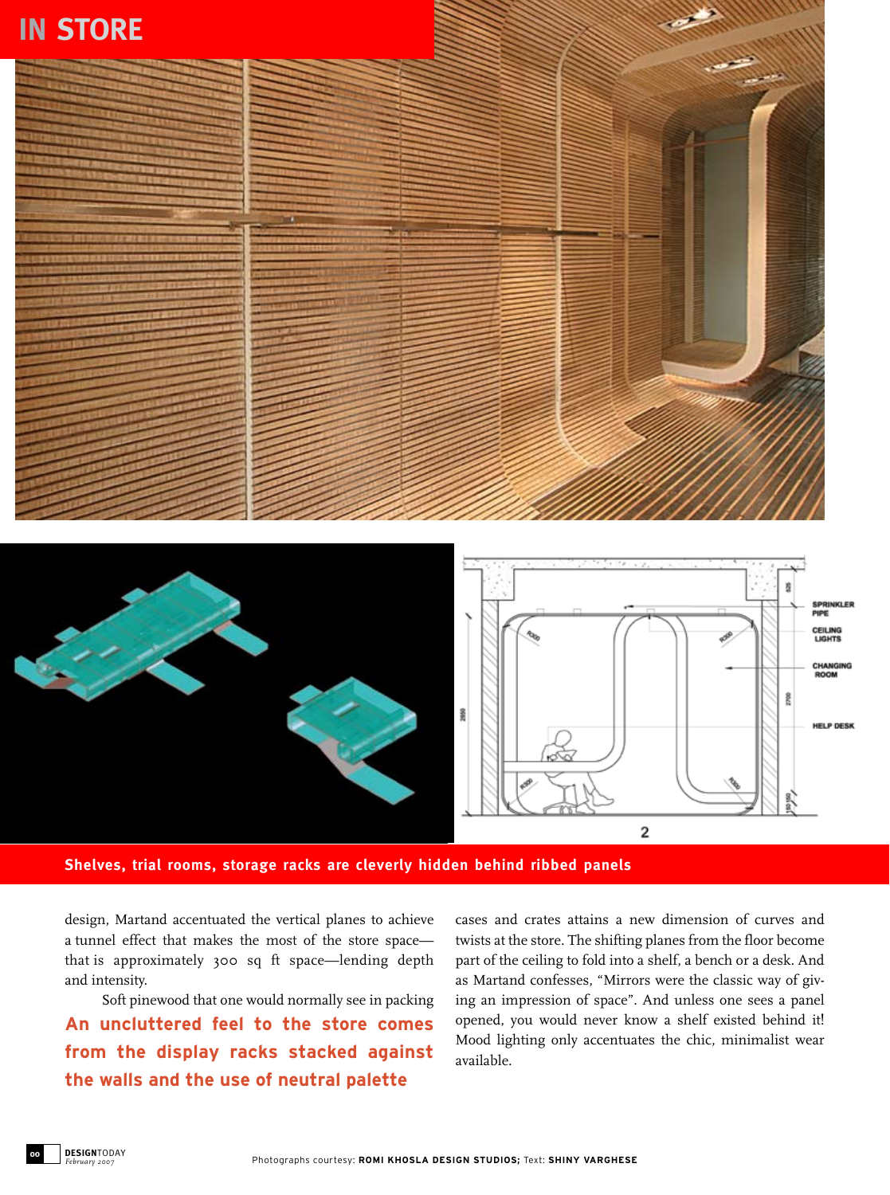Shelves, trial rooms, storage racks are cleverly hidden behind ribbed panels

design, Martand accentuated the vertical planes to achieve a tunnel effect that makes the most of the store space—that is approximately 300 sq ft space—lending depth and intensity.

Soft pinewood that one would normally see in packing cases and crates attains a new dimension of curves and twists at the store. The shifting planes from the floor become part of the ceiling to fold into a shelf, a bench or a desk. And as Martand confesses, "Mirrors were the classic way of giving an impression of space". And unless one sees a panel opened, you would never know a shelf existed behind it! Mood lighting only accentuates the chic, minimalist wear available.

**An uncluttered feel to the store comes from the display racks stacked against the walls and the use of neutral palette**

Photographs courtesy: **ROMI KHOSLA DESIGN STUDIOS;** Text: **SHINY VARGHESE**